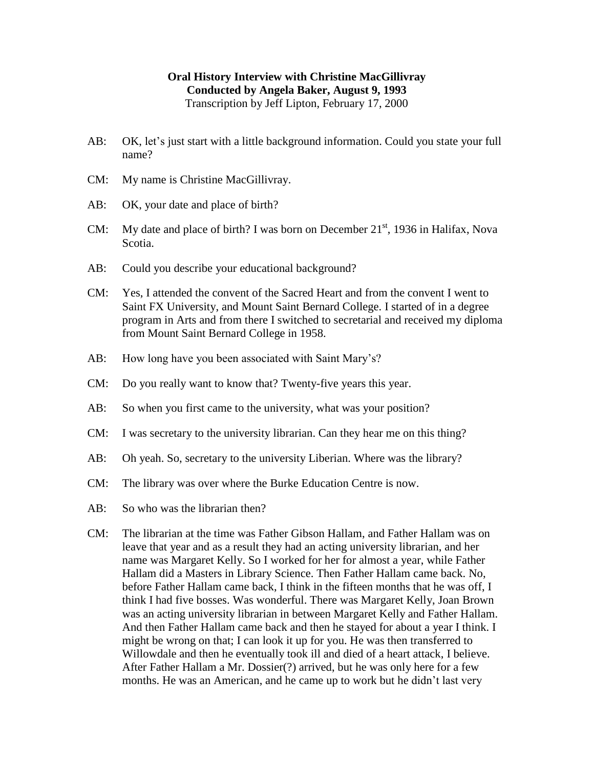**Oral History Interview with Christine MacGillivray**
**Conducted by Angela Baker, August 9, 1993**
Transcription by Jeff Lipton, February 17, 2000

AB: OK, let's just start with a little background information. Could you state your full name?

CM: My name is Christine MacGillivray.

AB: OK, your date and place of birth?

CM: My date and place of birth? I was born on December 21st, 1936 in Halifax, Nova Scotia.

AB: Could you describe your educational background?

CM: Yes, I attended the convent of the Sacred Heart and from the convent I went to Saint FX University, and Mount Saint Bernard College. I started of in a degree program in Arts and from there I switched to secretarial and received my diploma from Mount Saint Bernard College in 1958.

AB: How long have you been associated with Saint Mary's?

CM: Do you really want to know that? Twenty-five years this year.

AB: So when you first came to the university, what was your position?

CM: I was secretary to the university librarian. Can they hear me on this thing?

AB: Oh yeah. So, secretary to the university Liberian. Where was the library?

CM: The library was over where the Burke Education Centre is now.

AB: So who was the librarian then?

CM: The librarian at the time was Father Gibson Hallam, and Father Hallam was on leave that year and as a result they had an acting university librarian, and her name was Margaret Kelly. So I worked for her for almost a year, while Father Hallam did a Masters in Library Science. Then Father Hallam came back. No, before Father Hallam came back, I think in the fifteen months that he was off, I think I had five bosses. Was wonderful. There was Margaret Kelly, Joan Brown was an acting university librarian in between Margaret Kelly and Father Hallam. And then Father Hallam came back and then he stayed for about a year I think. I might be wrong on that; I can look it up for you. He was then transferred to Willowdale and then he eventually took ill and died of a heart attack, I believe. After Father Hallam a Mr. Dossier(?) arrived, but he was only here for a few months. He was an American, and he came up to work but he didn't last very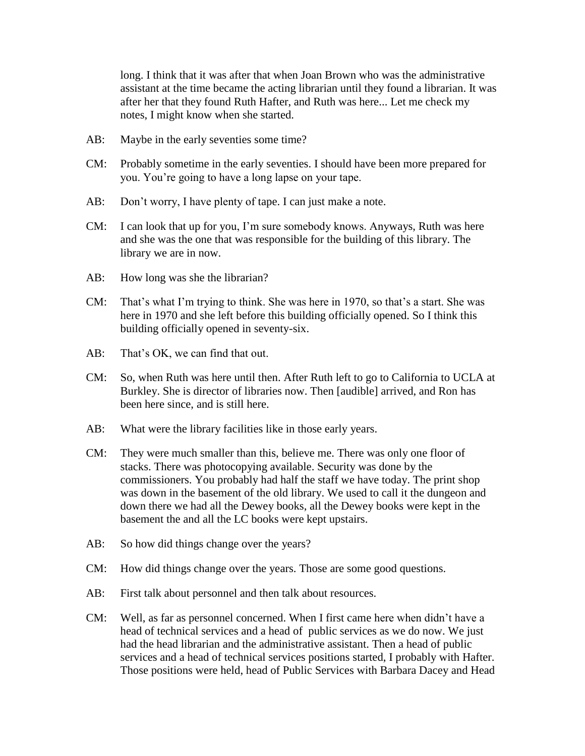long. I think that it was after that when Joan Brown who was the administrative assistant at the time became the acting librarian until they found a librarian. It was after her that they found Ruth Hafter, and Ruth was here... Let me check my notes, I might know when she started.

AB: Maybe in the early seventies some time?

CM: Probably sometime in the early seventies. I should have been more prepared for you. You're going to have a long lapse on your tape.

AB: Don't worry, I have plenty of tape. I can just make a note.

CM: I can look that up for you, I'm sure somebody knows. Anyways, Ruth was here and she was the one that was responsible for the building of this library. The library we are in now.

AB: How long was she the librarian?

CM: That's what I'm trying to think. She was here in 1970, so that's a start. She was here in 1970 and she left before this building officially opened. So I think this building officially opened in seventy-six.

AB: That's OK, we can find that out.

CM: So, when Ruth was here until then. After Ruth left to go to California to UCLA at Burkley. She is director of libraries now. Then [audible] arrived, and Ron has been here since, and is still here.

AB: What were the library facilities like in those early years.

CM: They were much smaller than this, believe me. There was only one floor of stacks. There was photocopying available. Security was done by the commissioners. You probably had half the staff we have today. The print shop was down in the basement of the old library. We used to call it the dungeon and down there we had all the Dewey books, all the Dewey books were kept in the basement the and all the LC books were kept upstairs.

AB: So how did things change over the years?

CM: How did things change over the years. Those are some good questions.

AB: First talk about personnel and then talk about resources.

CM: Well, as far as personnel concerned. When I first came here when didn't have a head of technical services and a head of public services as we do now. We just had the head librarian and the administrative assistant. Then a head of public services and a head of technical services positions started, I probably with Hafter. Those positions were held, head of Public Services with Barbara Dacey and Head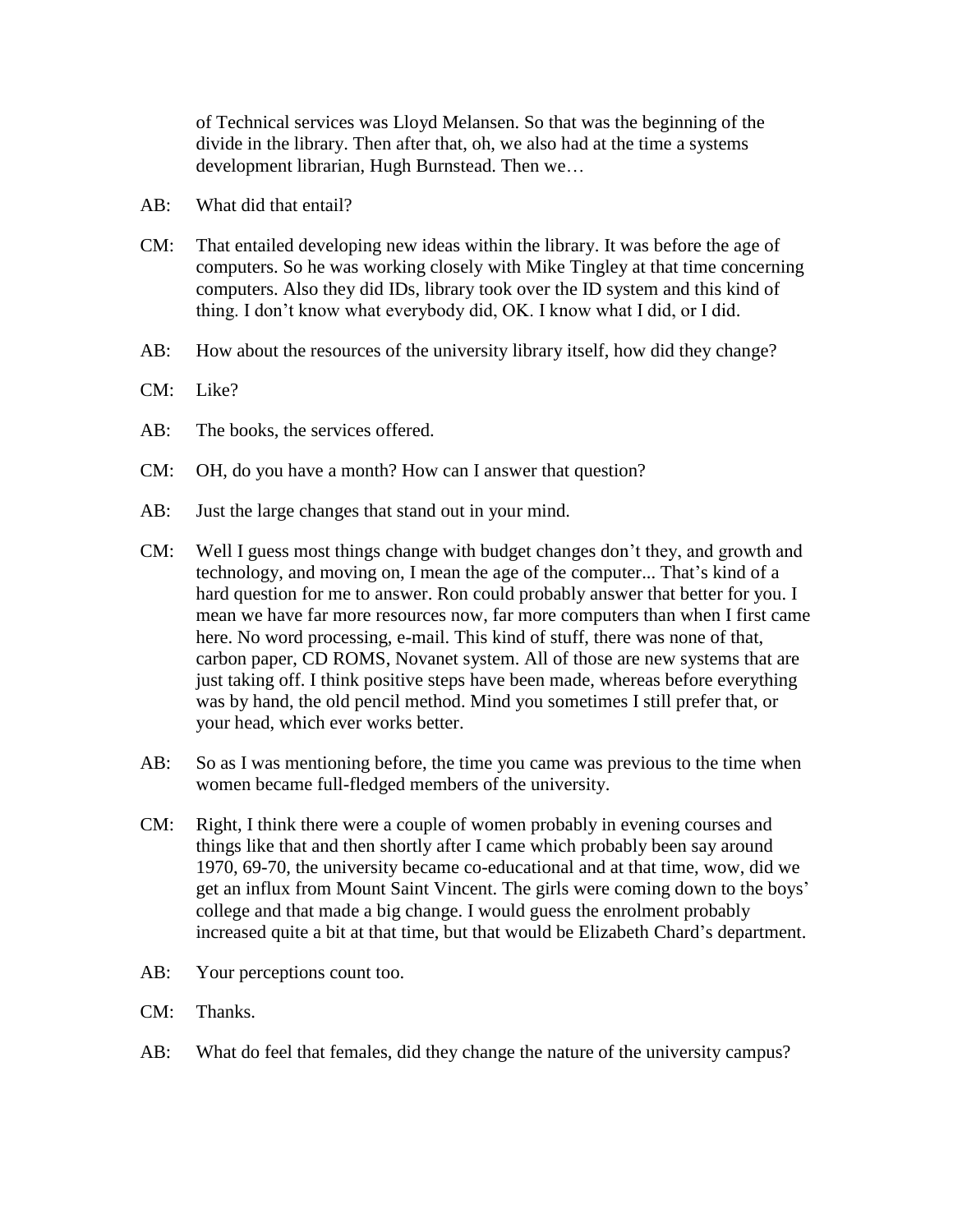of Technical services was Lloyd Melansen. So that was the beginning of the divide in the library. Then after that, oh, we also had at the time a systems development librarian, Hugh Burnstead. Then we…

AB: What did that entail?

CM: That entailed developing new ideas within the library. It was before the age of computers. So he was working closely with Mike Tingley at that time concerning computers. Also they did IDs, library took over the ID system and this kind of thing. I don't know what everybody did, OK. I know what I did, or I did.

AB: How about the resources of the university library itself, how did they change?

CM: Like?

AB: The books, the services offered.

CM: OH, do you have a month? How can I answer that question?

AB: Just the large changes that stand out in your mind.

CM: Well I guess most things change with budget changes don't they, and growth and technology, and moving on, I mean the age of the computer... That's kind of a hard question for me to answer. Ron could probably answer that better for you. I mean we have far more resources now, far more computers than when I first came here. No word processing, e-mail. This kind of stuff, there was none of that, carbon paper, CD ROMS, Novanet system. All of those are new systems that are just taking off. I think positive steps have been made, whereas before everything was by hand, the old pencil method. Mind you sometimes I still prefer that, or your head, which ever works better.

AB: So as I was mentioning before, the time you came was previous to the time when women became full-fledged members of the university.

CM: Right, I think there were a couple of women probably in evening courses and things like that and then shortly after I came which probably been say around 1970, 69-70, the university became co-educational and at that time, wow, did we get an influx from Mount Saint Vincent. The girls were coming down to the boys' college and that made a big change. I would guess the enrolment probably increased quite a bit at that time, but that would be Elizabeth Chard's department.

AB: Your perceptions count too.

CM: Thanks.

AB: What do feel that females, did they change the nature of the university campus?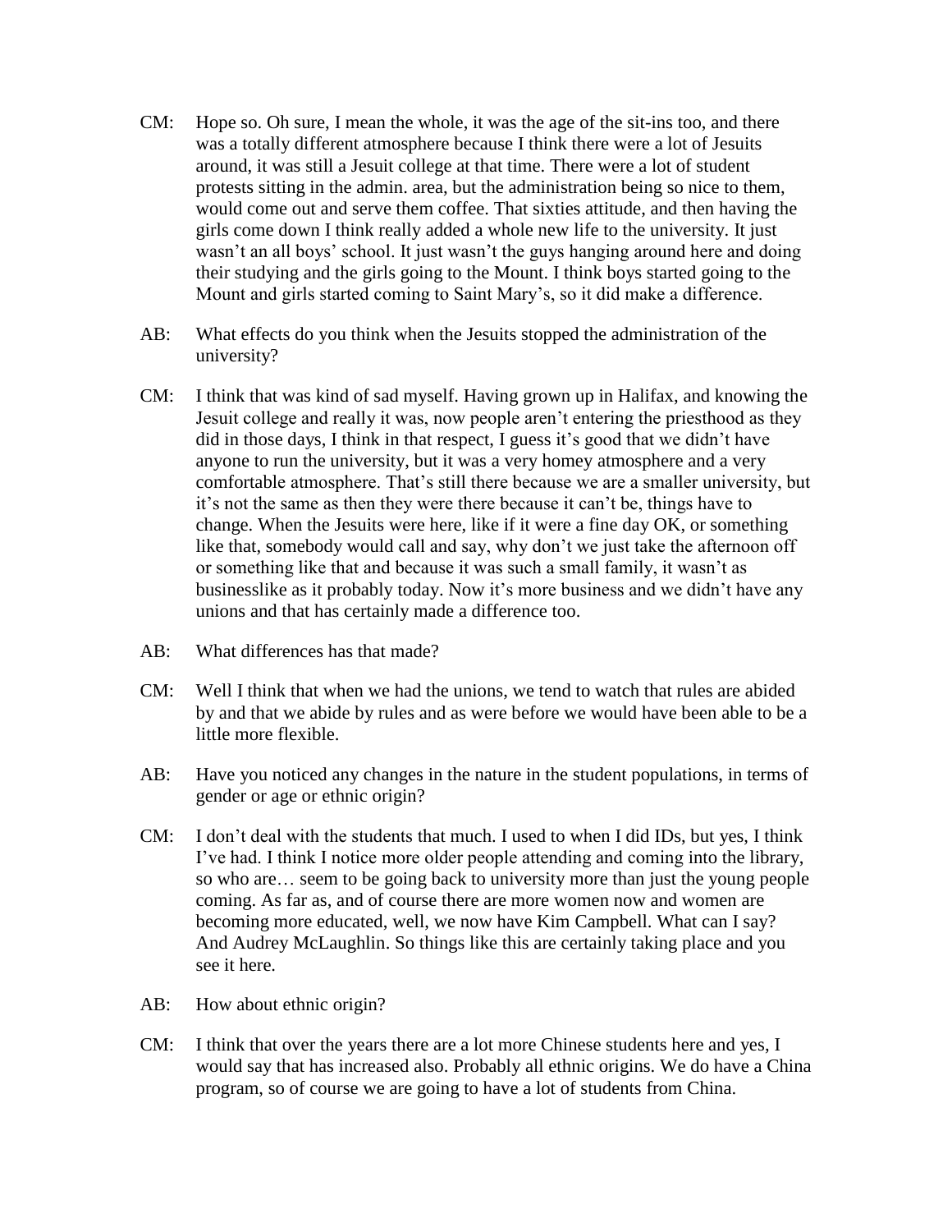CM: Hope so. Oh sure, I mean the whole, it was the age of the sit-ins too, and there was a totally different atmosphere because I think there were a lot of Jesuits around, it was still a Jesuit college at that time. There were a lot of student protests sitting in the admin. area, but the administration being so nice to them, would come out and serve them coffee. That sixties attitude, and then having the girls come down I think really added a whole new life to the university. It just wasn't an all boys' school. It just wasn't the guys hanging around here and doing their studying and the girls going to the Mount. I think boys started going to the Mount and girls started coming to Saint Mary's, so it did make a difference.

AB: What effects do you think when the Jesuits stopped the administration of the university?

CM: I think that was kind of sad myself. Having grown up in Halifax, and knowing the Jesuit college and really it was, now people aren't entering the priesthood as they did in those days, I think in that respect, I guess it's good that we didn't have anyone to run the university, but it was a very homey atmosphere and a very comfortable atmosphere. That's still there because we are a smaller university, but it's not the same as then they were there because it can't be, things have to change. When the Jesuits were here, like if it were a fine day OK, or something like that, somebody would call and say, why don't we just take the afternoon off or something like that and because it was such a small family, it wasn't as businesslike as it probably today. Now it's more business and we didn't have any unions and that has certainly made a difference too.

AB: What differences has that made?

CM: Well I think that when we had the unions, we tend to watch that rules are abided by and that we abide by rules and as were before we would have been able to be a little more flexible.

AB: Have you noticed any changes in the nature in the student populations, in terms of gender or age or ethnic origin?

CM: I don't deal with the students that much. I used to when I did IDs, but yes, I think I've had. I think I notice more older people attending and coming into the library, so who are… seem to be going back to university more than just the young people coming. As far as, and of course there are more women now and women are becoming more educated, well, we now have Kim Campbell. What can I say? And Audrey McLaughlin. So things like this are certainly taking place and you see it here.

AB: How about ethnic origin?

CM: I think that over the years there are a lot more Chinese students here and yes, I would say that has increased also. Probably all ethnic origins. We do have a China program, so of course we are going to have a lot of students from China.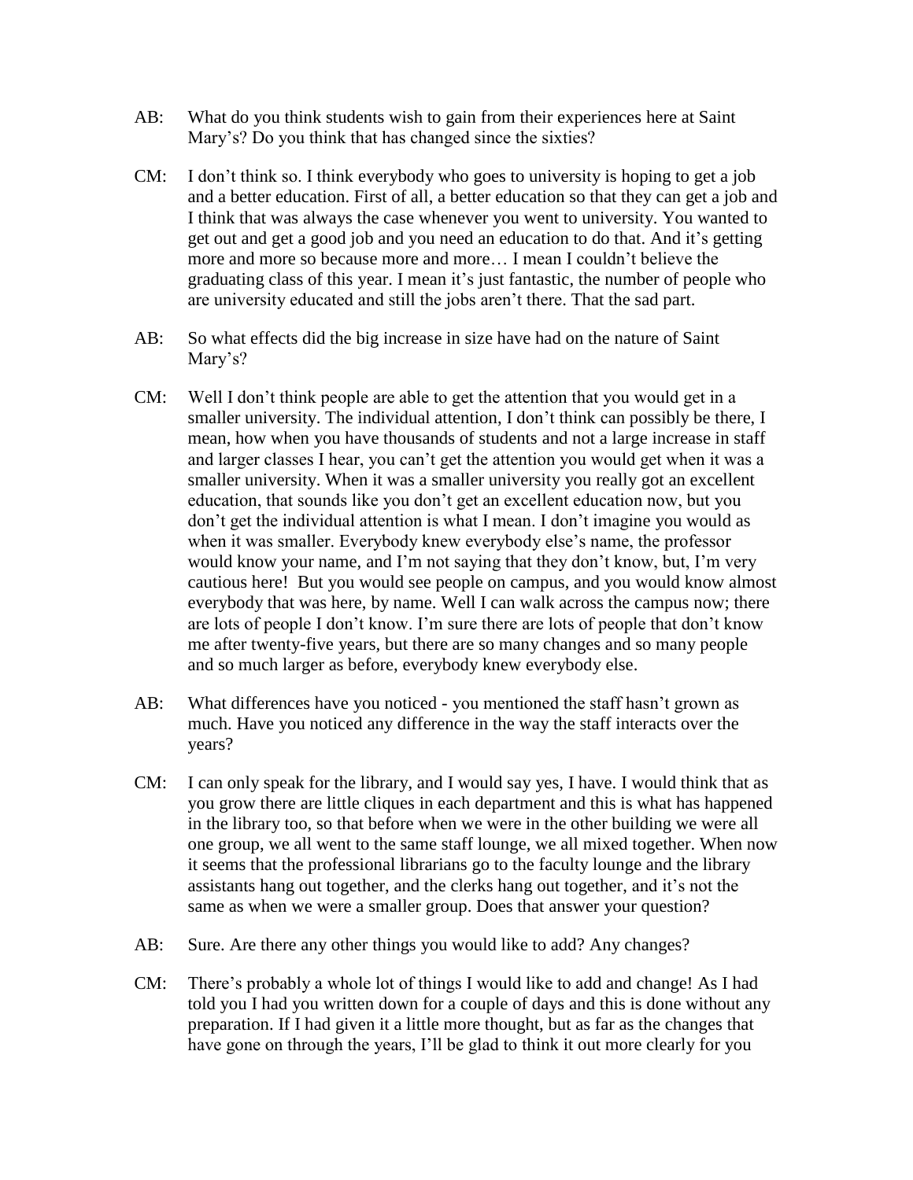AB: What do you think students wish to gain from their experiences here at Saint Mary's? Do you think that has changed since the sixties?

CM: I don't think so. I think everybody who goes to university is hoping to get a job and a better education. First of all, a better education so that they can get a job and I think that was always the case whenever you went to university. You wanted to get out and get a good job and you need an education to do that. And it's getting more and more so because more and more… I mean I couldn't believe the graduating class of this year. I mean it's just fantastic, the number of people who are university educated and still the jobs aren't there. That the sad part.

AB: So what effects did the big increase in size have had on the nature of Saint Mary's?

CM: Well I don't think people are able to get the attention that you would get in a smaller university. The individual attention, I don't think can possibly be there, I mean, how when you have thousands of students and not a large increase in staff and larger classes I hear, you can't get the attention you would get when it was a smaller university. When it was a smaller university you really got an excellent education, that sounds like you don't get an excellent education now, but you don't get the individual attention is what I mean. I don't imagine you would as when it was smaller. Everybody knew everybody else's name, the professor would know your name, and I'm not saying that they don't know, but, I'm very cautious here! But you would see people on campus, and you would know almost everybody that was here, by name. Well I can walk across the campus now; there are lots of people I don't know. I'm sure there are lots of people that don't know me after twenty-five years, but there are so many changes and so many people and so much larger as before, everybody knew everybody else.

AB: What differences have you noticed - you mentioned the staff hasn't grown as much. Have you noticed any difference in the way the staff interacts over the years?

CM: I can only speak for the library, and I would say yes, I have. I would think that as you grow there are little cliques in each department and this is what has happened in the library too, so that before when we were in the other building we were all one group, we all went to the same staff lounge, we all mixed together. When now it seems that the professional librarians go to the faculty lounge and the library assistants hang out together, and the clerks hang out together, and it's not the same as when we were a smaller group. Does that answer your question?

AB: Sure. Are there any other things you would like to add? Any changes?

CM: There's probably a whole lot of things I would like to add and change! As I had told you I had you written down for a couple of days and this is done without any preparation. If I had given it a little more thought, but as far as the changes that have gone on through the years, I'll be glad to think it out more clearly for you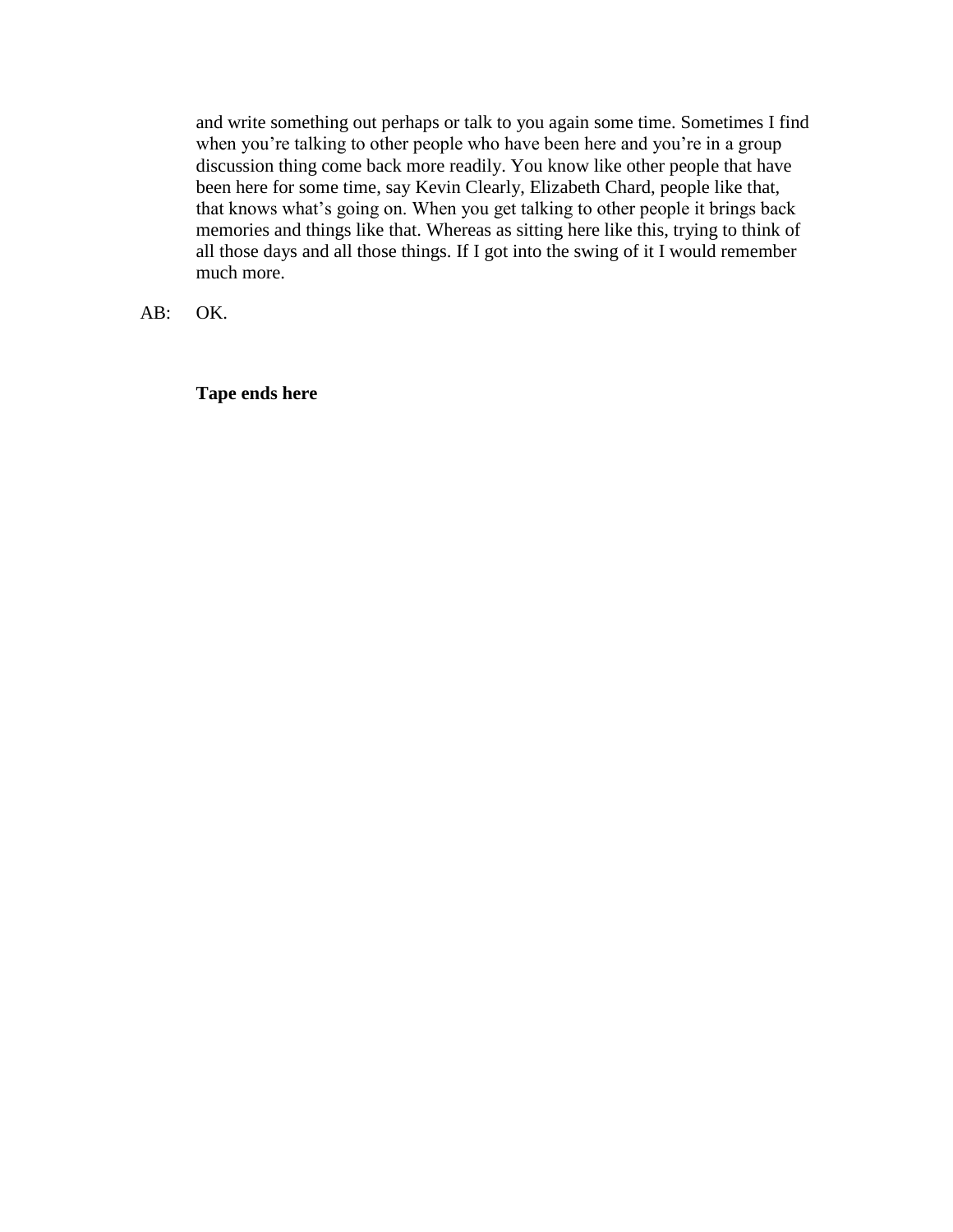and write something out perhaps or talk to you again some time. Sometimes I find when you're talking to other people who have been here and you're in a group discussion thing come back more readily. You know like other people that have been here for some time, say Kevin Clearly, Elizabeth Chard, people like that, that knows what's going on. When you get talking to other people it brings back memories and things like that. Whereas as sitting here like this, trying to think of all those days and all those things. If I got into the swing of it I would remember much more.

AB: OK.

**Tape ends here**